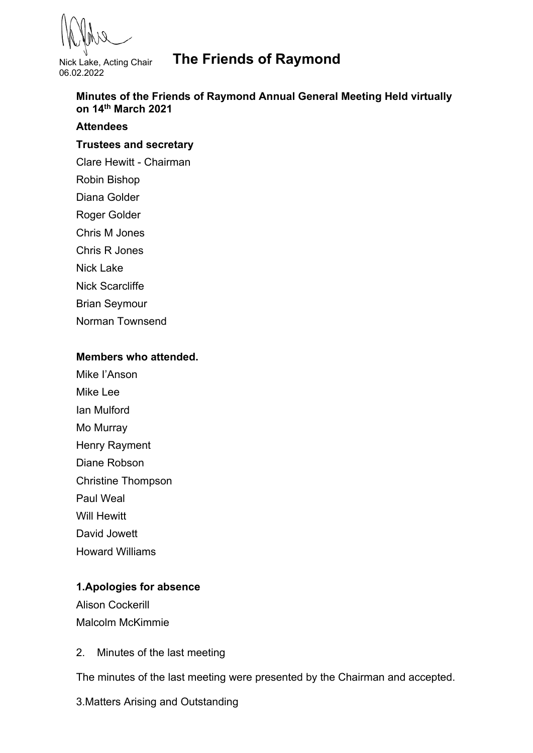Nick Lake, Acting Chair
06.02.2022

# The Friends of Raymond

**Minutes of the Friends of Raymond Annual General Meeting Held virtually on 14th March 2021**

**Attendees**

**Trustees and secretary**

Clare Hewitt - Chairman

Robin Bishop

Diana Golder

Roger Golder

Chris M Jones

Chris R Jones

Nick Lake

Nick Scarcliffe

Brian Seymour

Norman Townsend

**Members who attended.**

Mike I'Anson

Mike Lee

Ian Mulford

Mo Murray

Henry Rayment

Diane Robson

Christine Thompson

Paul Weal

Will Hewitt

David Jowett

Howard Williams

**1.Apologies for absence**

Alison Cockerill

Malcolm McKimmie

2. Minutes of the last meeting

The minutes of the last meeting were presented by the Chairman and accepted.

3.Matters Arising and Outstanding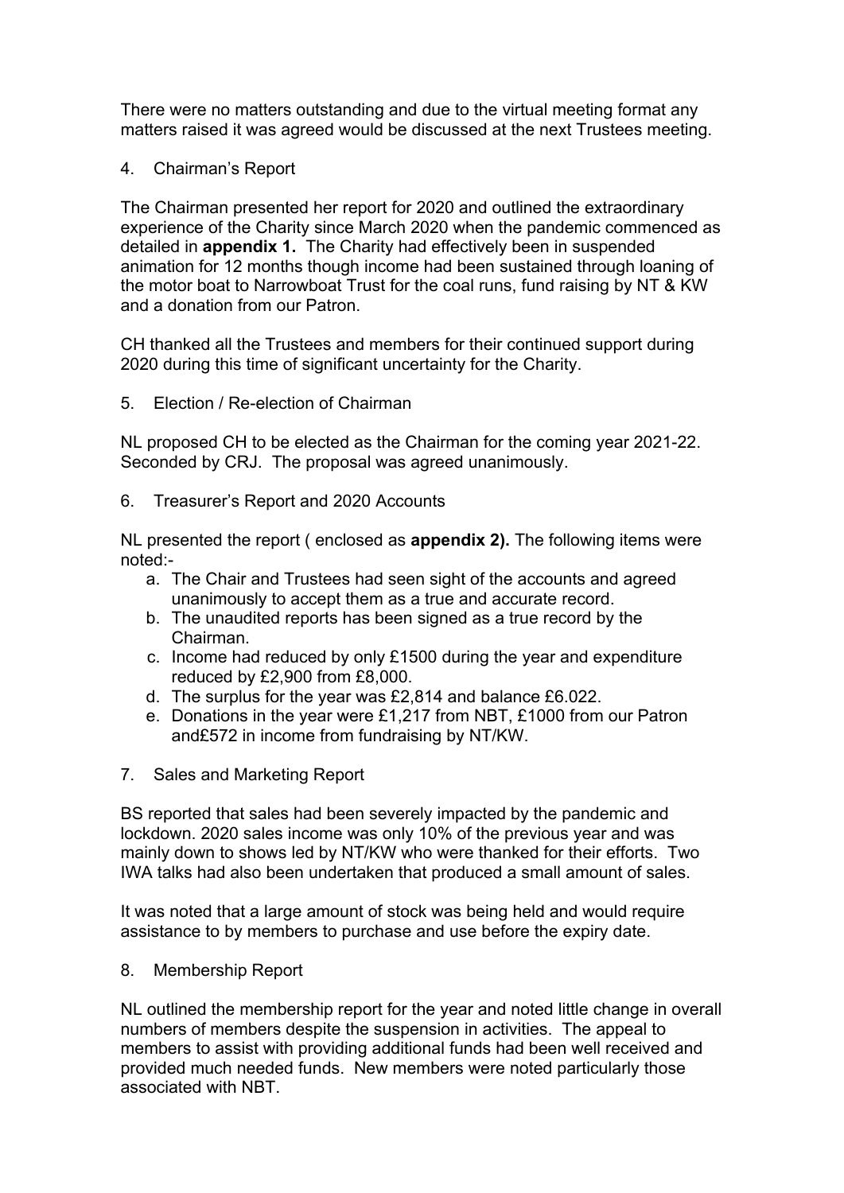There were no matters outstanding and due to the virtual meeting format any matters raised it was agreed would be discussed at the next Trustees meeting.

4. Chairman's Report

The Chairman presented her report for 2020 and outlined the extraordinary experience of the Charity since March 2020 when the pandemic commenced as detailed in **appendix 1.** The Charity had effectively been in suspended animation for 12 months though income had been sustained through loaning of the motor boat to Narrowboat Trust for the coal runs, fund raising by NT & KW and a donation from our Patron.

CH thanked all the Trustees and members for their continued support during 2020 during this time of significant uncertainty for the Charity.

5. Election / Re-election of Chairman

NL proposed CH to be elected as the Chairman for the coming year 2021-22. Seconded by CRJ. The proposal was agreed unanimously.

6. Treasurer's Report and 2020 Accounts

NL presented the report ( enclosed as **appendix 2).** The following items were noted:-

a. The Chair and Trustees had seen sight of the accounts and agreed unanimously to accept them as a true and accurate record.
b. The unaudited reports has been signed as a true record by the Chairman.
c. Income had reduced by only £1500 during the year and expenditure reduced by £2,900 from £8,000.
d. The surplus for the year was £2,814 and balance £6.022.
e. Donations in the year were £1,217 from NBT, £1000 from our Patron and£572 in income from fundraising by NT/KW.

7. Sales and Marketing Report

BS reported that sales had been severely impacted by the pandemic and lockdown. 2020 sales income was only 10% of the previous year and was mainly down to shows led by NT/KW who were thanked for their efforts. Two IWA talks had also been undertaken that produced a small amount of sales.

It was noted that a large amount of stock was being held and would require assistance to by members to purchase and use before the expiry date.

8. Membership Report

NL outlined the membership report for the year and noted little change in overall numbers of members despite the suspension in activities. The appeal to members to assist with providing additional funds had been well received and provided much needed funds. New members were noted particularly those associated with NBT.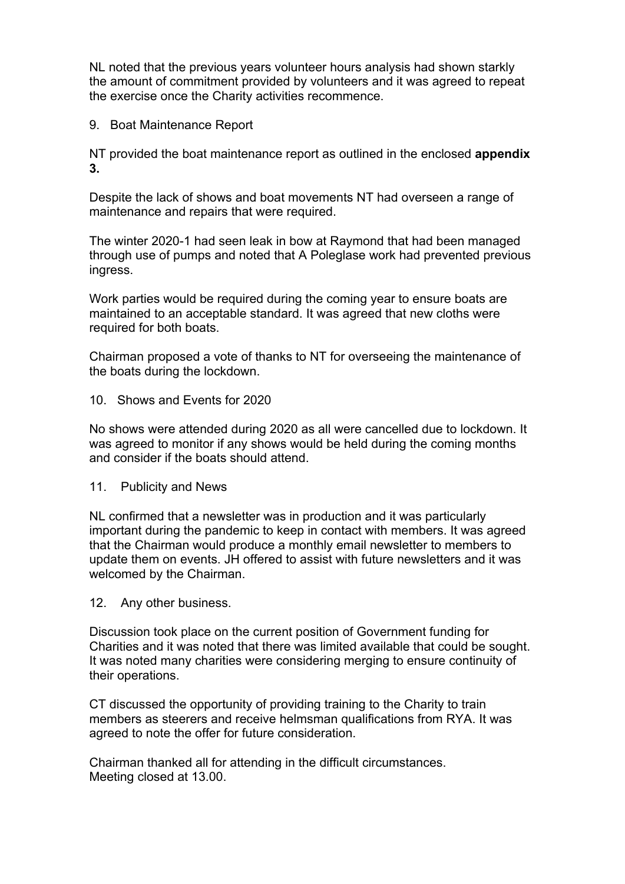NL noted that the previous years volunteer hours analysis had shown starkly the amount of commitment provided by volunteers and it was agreed to repeat the exercise once the Charity activities recommence.

9. Boat Maintenance Report

NT provided the boat maintenance report as outlined in the enclosed **appendix 3.**

Despite the lack of shows and boat movements NT had overseen a range of maintenance and repairs that were required.

The winter 2020-1 had seen leak in bow at Raymond that had been managed through use of pumps and noted that A Poleglase work had prevented previous ingress.

Work parties would be required during the coming year to ensure boats are maintained to an acceptable standard. It was agreed that new cloths were required for both boats.

Chairman proposed a vote of thanks to NT for overseeing the maintenance of the boats during the lockdown.

10. Shows and Events for 2020

No shows were attended during 2020 as all were cancelled due to lockdown. It was agreed to monitor if any shows would be held during the coming months and consider if the boats should attend.

11. Publicity and News

NL confirmed that a newsletter was in production and it was particularly important during the pandemic to keep in contact with members. It was agreed that the Chairman would produce a monthly email newsletter to members to update them on events. JH offered to assist with future newsletters and it was welcomed by the Chairman.

12. Any other business.

Discussion took place on the current position of Government funding for Charities and it was noted that there was limited available that could be sought. It was noted many charities were considering merging to ensure continuity of their operations.

CT discussed the opportunity of providing training to the Charity to train members as steerers and receive helmsman qualifications from RYA. It was agreed to note the offer for future consideration.

Chairman thanked all for attending in the difficult circumstances.
Meeting closed at 13.00.